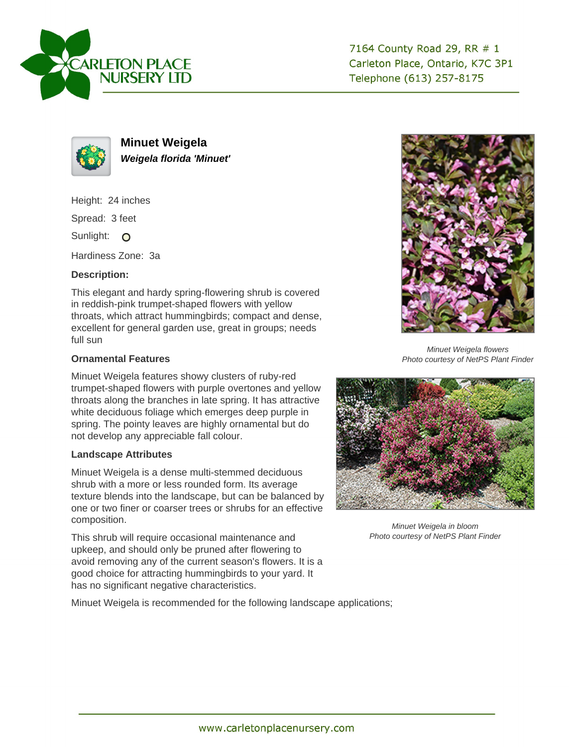CARLETON PLACE NURSERY LTD

7164 County Road 29, RR # 1
Carleton Place, Ontario, K7C 3P1
Telephone (613) 257-8175

## Minuet Weigela

***Weigela florida 'Minuet'***

Height: 24 inches

Spread: 3 feet

Sunlight: O

Hardiness Zone: 3a

### Description:

This elegant and hardy spring-flowering shrub is covered in reddish-pink trumpet-shaped flowers with yellow throats, which attract hummingbirds; compact and dense, excellent for general garden use, great in groups; needs full sun

*Minuet Weigela flowers*
*Photo courtesy of NetPS Plant Finder*

### Ornamental Features

Minuet Weigela features showy clusters of ruby-red trumpet-shaped flowers with purple overtones and yellow throats along the branches in late spring. It has attractive white deciduous foliage which emerges deep purple in spring. The pointy leaves are highly ornamental but do not develop any appreciable fall colour.

### Landscape Attributes

Minuet Weigela is a dense multi-stemmed deciduous shrub with a more or less rounded form. Its average texture blends into the landscape, but can be balanced by one or two finer or coarser trees or shrubs for an effective composition.

*Minuet Weigela in bloom*
*Photo courtesy of NetPS Plant Finder*

This shrub will require occasional maintenance and upkeep, and should only be pruned after flowering to avoid removing any of the current season's flowers. It is a good choice for attracting hummingbirds to your yard. It has no significant negative characteristics.

Minuet Weigela is recommended for the following landscape applications;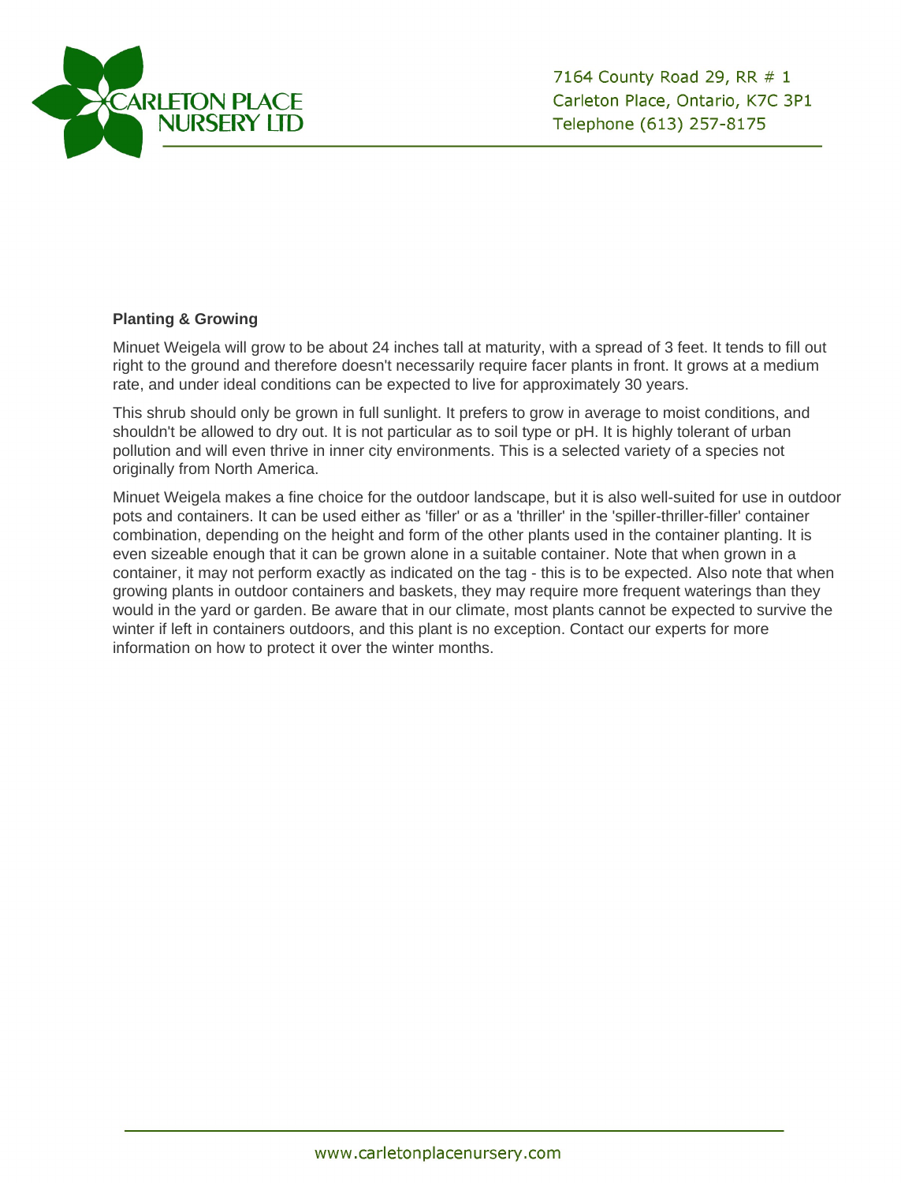**Planting & Growing**

Minuet Weigela will grow to be about 24 inches tall at maturity, with a spread of 3 feet. It tends to fill out right to the ground and therefore doesn't necessarily require facer plants in front. It grows at a medium rate, and under ideal conditions can be expected to live for approximately 30 years.

This shrub should only be grown in full sunlight. It prefers to grow in average to moist conditions, and shouldn't be allowed to dry out. It is not particular as to soil type or pH. It is highly tolerant of urban pollution and will even thrive in inner city environments. This is a selected variety of a species not originally from North America.

Minuet Weigela makes a fine choice for the outdoor landscape, but it is also well-suited for use in outdoor pots and containers. It can be used either as 'filler' or as a 'thriller' in the 'spiller-thriller-filler' container combination, depending on the height and form of the other plants used in the container planting. It is even sizeable enough that it can be grown alone in a suitable container. Note that when grown in a container, it may not perform exactly as indicated on the tag - this is to be expected. Also note that when growing plants in outdoor containers and baskets, they may require more frequent waterings than they would in the yard or garden. Be aware that in our climate, most plants cannot be expected to survive the winter if left in containers outdoors, and this plant is no exception. Contact our experts for more information on how to protect it over the winter months.